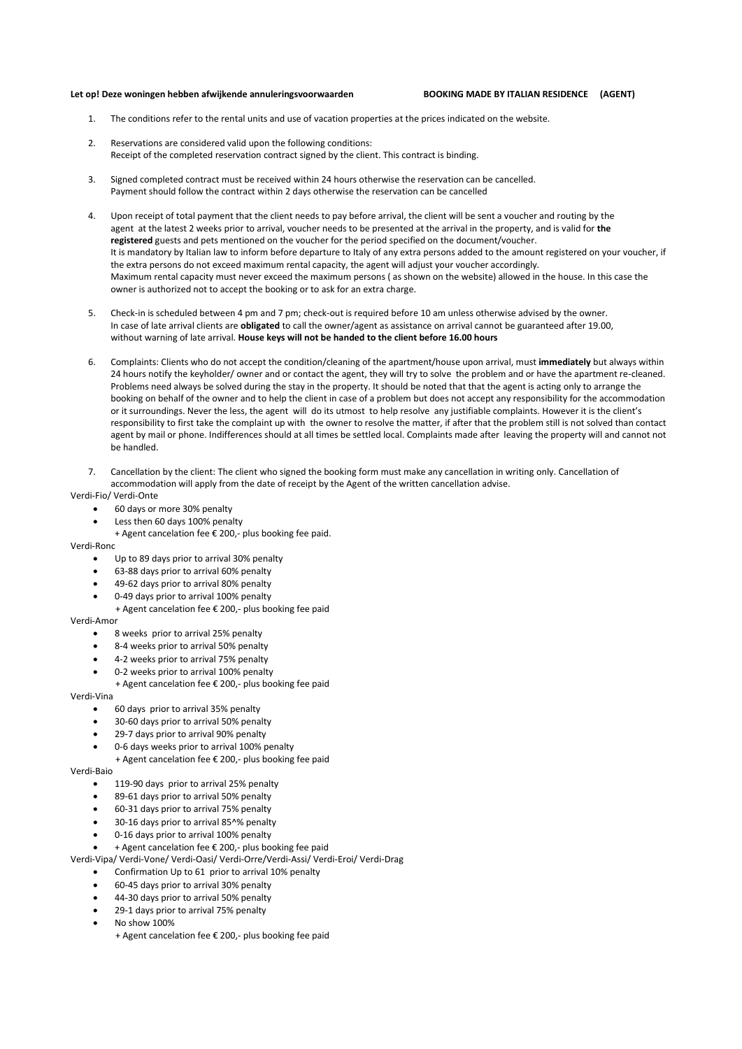**Let op! Deze woningen hebben afwijkende annuleringsvoorwaarden** **BOOKING MADE BY ITALIAN RESIDENCE (AGENT)**

1. The conditions refer to the rental units and use of vacation properties at the prices indicated on the website.

2. Reservations are considered valid upon the following conditions:
   Receipt of the completed reservation contract signed by the client. This contract is binding.

3. Signed completed contract must be received within 24 hours otherwise the reservation can be cancelled.
   Payment should follow the contract within 2 days otherwise the reservation can be cancelled

4. Upon receipt of total payment that the client needs to pay before arrival, the client will be sent a voucher and routing by the agent at the latest 2 weeks prior to arrival, voucher needs to be presented at the arrival in the property, and is valid for **the registered** guests and pets mentioned on the voucher for the period specified on the document/voucher.
   It is mandatory by Italian law to inform before departure to Italy of any extra persons added to the amount registered on your voucher, if the extra persons do not exceed maximum rental capacity, the agent will adjust your voucher accordingly.
   Maximum rental capacity must never exceed the maximum persons ( as shown on the website) allowed in the house. In this case the owner is authorized not to accept the booking or to ask for an extra charge.

5. Check-in is scheduled between 4 pm and 7 pm; check-out is required before 10 am unless otherwise advised by the owner.
   In case of late arrival clients are **obligated** to call the owner/agent as assistance on arrival cannot be guaranteed after 19.00, without warning of late arrival. **House keys will not be handed to the client before 16.00 hours**

6. Complaints: Clients who do not accept the condition/cleaning of the apartment/house upon arrival, must **immediately** but always within 24 hours notify the keyholder/ owner and or contact the agent, they will try to solve the problem and or have the apartment re-cleaned. Problems need always be solved during the stay in the property. It should be noted that that the agent is acting only to arrange the booking on behalf of the owner and to help the client in case of a problem but does not accept any responsibility for the accommodation or it surroundings. Never the less, the agent will do its utmost to help resolve any justifiable complaints. However it is the client's responsibility to first take the complaint up with the owner to resolve the matter, if after that the problem still is not solved than contact agent by mail or phone. Indifferences should at all times be settled local. Complaints made after leaving the property will and cannot not be handled.

7. Cancellation by the client: The client who signed the booking form must make any cancellation in writing only. Cancellation of accommodation will apply from the date of receipt by the Agent of the written cancellation advise.

Verdi-Fio/ Verdi-Onte

- 60 days or more 30% penalty
- Less then 60 days 100% penalty
  + Agent cancelation fee € 200,- plus booking fee paid.

Verdi-Ronc

- Up to 89 days prior to arrival 30% penalty
- 63-88 days prior to arrival 60% penalty
- 49-62 days prior to arrival 80% penalty
- 0-49 days prior to arrival 100% penalty
  + Agent cancelation fee € 200,- plus booking fee paid

Verdi-Amor

- 8 weeks prior to arrival 25% penalty
- 8-4 weeks prior to arrival 50% penalty
- 4-2 weeks prior to arrival 75% penalty
- 0-2 weeks prior to arrival 100% penalty
  + Agent cancellation fee € 200,- plus booking fee paid

Verdi-Vina

- 60 days prior to arrival 35% penalty
- 30-60 days prior to arrival 50% penalty
- 29-7 days prior to arrival 90% penalty
- 0-6 days weeks prior to arrival 100% penalty
  + Agent cancelation fee € 200,- plus booking fee paid

Verdi-Baio

- 119-90 days prior to arrival 25% penalty
- 89-61 days prior to arrival 50% penalty
- 60-31 days prior to arrival 75% penalty
- 30-16 days prior to arrival 85^% penalty
- 0-16 days prior to arrival 100% penalty
- + Agent cancelation fee € 200,- plus booking fee paid

Verdi-Vipa/ Verdi-Vone/ Verdi-Oasi/ Verdi-Orre/Verdi-Assi/ Verdi-Eroi/ Verdi-Drag

- Confirmation Up to 61 prior to arrival 10% penalty
- 60-45 days prior to arrival 30% penalty
- 44-30 days prior to arrival 50% penalty
- 29-1 days prior to arrival 75% penalty
- No show 100%
  + Agent cancelation fee € 200,- plus booking fee paid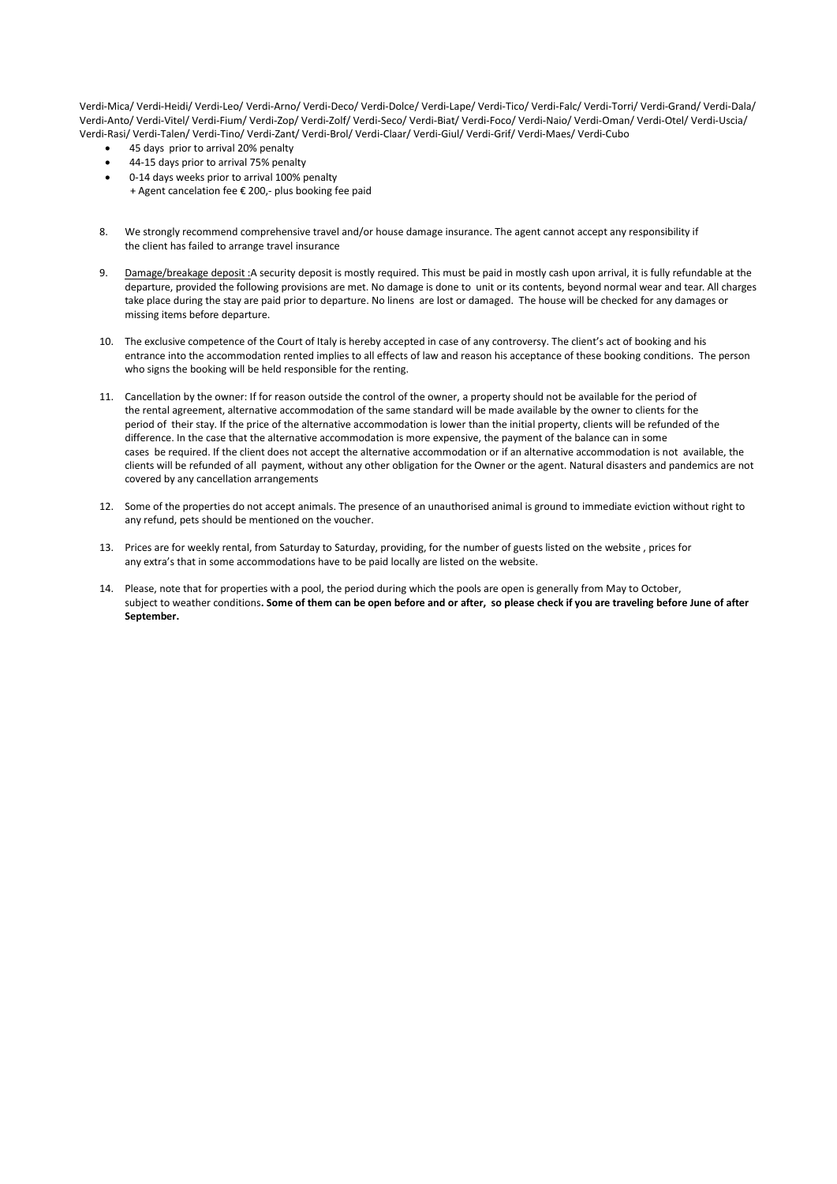Verdi-Mica/ Verdi-Heidi/ Verdi-Leo/ Verdi-Arno/ Verdi-Deco/ Verdi-Dolce/ Verdi-Lape/ Verdi-Tico/ Verdi-Falc/ Verdi-Torri/ Verdi-Grand/ Verdi-Dala/ Verdi-Anto/ Verdi-Vitel/ Verdi-Fium/ Verdi-Zop/ Verdi-Zolf/ Verdi-Seco/ Verdi-Biat/ Verdi-Foco/ Verdi-Naio/ Verdi-Oman/ Verdi-Otel/ Verdi-Uscia/ Verdi-Rasi/ Verdi-Talen/ Verdi-Tino/ Verdi-Zant/ Verdi-Brol/ Verdi-Claar/ Verdi-Giul/ Verdi-Grif/ Verdi-Maes/ Verdi-Cubo

- 45 days prior to arrival 20% penalty
- 44-15 days prior to arrival 75% penalty
- 0-14 days weeks prior to arrival 100% penalty

  + Agent cancelation fee € 200,- plus booking fee paid

8. We strongly recommend comprehensive travel and/or house damage insurance. The agent cannot accept any responsibility if the client has failed to arrange travel insurance

9. Damage/breakage deposit :A security deposit is mostly required. This must be paid in mostly cash upon arrival, it is fully refundable at the departure, provided the following provisions are met. No damage is done to unit or its contents, beyond normal wear and tear. All charges take place during the stay are paid prior to departure. No linens are lost or damaged. The house will be checked for any damages or missing items before departure.

10. The exclusive competence of the Court of Italy is hereby accepted in case of any controversy. The client's act of booking and his entrance into the accommodation rented implies to all effects of law and reason his acceptance of these booking conditions. The person who signs the booking will be held responsible for the renting.

11. Cancellation by the owner: If for reason outside the control of the owner, a property should not be available for the period of the rental agreement, alternative accommodation of the same standard will be made available by the owner to clients for the period of their stay. If the price of the alternative accommodation is lower than the initial property, clients will be refunded of the difference. In the case that the alternative accommodation is more expensive, the payment of the balance can in some cases be required. If the client does not accept the alternative accommodation or if an alternative accommodation is not available, the clients will be refunded of all payment, without any other obligation for the Owner or the agent. Natural disasters and pandemics are not covered by any cancellation arrangements

12. Some of the properties do not accept animals. The presence of an unauthorised animal is ground to immediate eviction without right to any refund, pets should be mentioned on the voucher.

13. Prices are for weekly rental, from Saturday to Saturday, providing, for the number of guests listed on the website , prices for any extra's that in some accommodations have to be paid locally are listed on the website.

14. Please, note that for properties with a pool, the period during which the pools are open is generally from May to October, subject to weather conditions**. Some of them can be open before and or after, so please check if you are traveling before June of after September.**